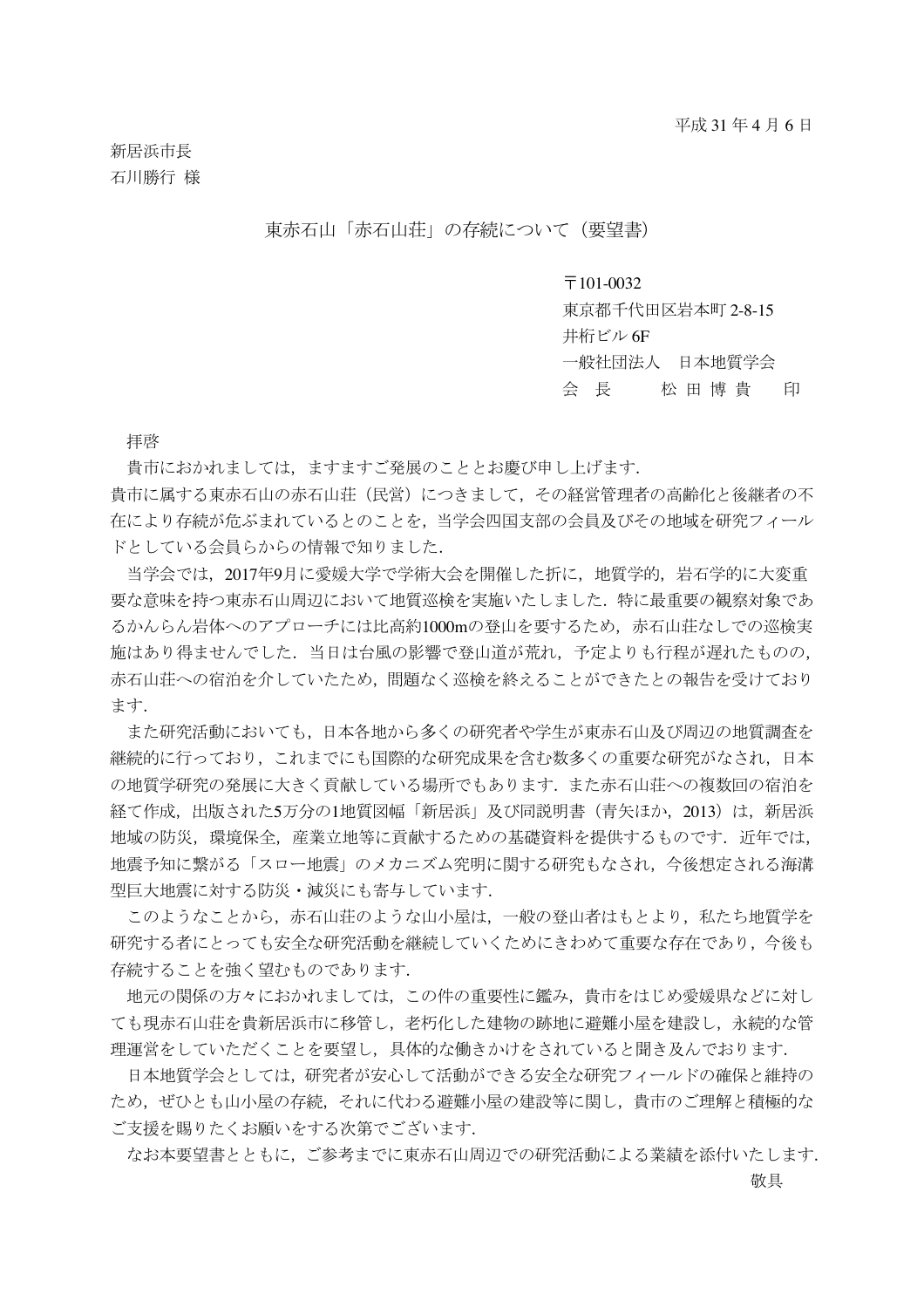平成 31 年 4 月 6 日

新居浜市長
石川勝行 様

東赤石山「赤石山荘」の存続について（要望書）

〒101-0032
東京都千代田区岩本町 2-8-15
井桁ビル 6F
一般社団法人　日本地質学会
会　長　　　松 田 博 貴　　印

拝啓

貴市におかれましては，ますますご発展のこととお慶び申し上げます.
貴市に属する東赤石山の赤石山荘（民営）につきまして，その経営管理者の高齢化と後継者の不在により存続が危ぶまれているとのことを，当学会四国支部の会員及びその地域を研究フィールドとしている会員らからの情報で知りました.

当学会では，2017年9月に愛媛大学で学術大会を開催した折に，地質学的，岩石学的に大変重要な意味を持つ東赤石山周辺において地質巡検を実施いたしました．特に最重要の観察対象であるかんらん岩体へのアプローチには比高約1000mの登山を要するため，赤石山荘なしでの巡検実施はあり得ませんでした．当日は台風の影響で登山道が荒れ，予定よりも行程が遅れたものの，赤石山荘への宿泊を介していたため，問題なく巡検を終えることができたとの報告を受けております.

また研究活動においても，日本各地から多くの研究者や学生が東赤石山及び周辺の地質調査を継続的に行っており，これまでにも国際的な研究成果を含む数多くの重要な研究がなされ，日本の地質学研究の発展に大きく貢献している場所でもあります．また赤石山荘への複数回の宿泊を経て作成，出版された5万分の1地質図幅「新居浜」及び同説明書（青矢ほか，2013）は，新居浜地域の防災，環境保全，産業立地等に貢献するための基礎資料を提供するものです．近年では，地震予知に繋がる「スロー地震」のメカニズム究明に関する研究もなされ，今後想定される海溝型巨大地震に対する防災・減災にも寄与しています.

このようなことから，赤石山荘のような山小屋は，一般の登山者はもとより，私たち地質学を研究する者にとっても安全な研究活動を継続していくためにきわめて重要な存在であり，今後も存続することを強く望むものであります.

地元の関係の方々におかれましては，この件の重要性に鑑み，貴市をはじめ愛媛県などに対しても現赤石山荘を貴新居浜市に移管し，老朽化した建物の跡地に避難小屋を建設し，永続的な管理運営をしていただくことを要望し，具体的な働きかけをされていると聞き及んでおります.

日本地質学会としては，研究者が安心して活動ができる安全な研究フィールドの確保と維持のため，ぜひとも山小屋の存続，それに代わる避難小屋の建設等に関し，貴市のご理解と積極的なご支援を賜りたくお願いをする次第でございます.

なお本要望書とともに，ご参考までに東赤石山周辺での研究活動による業績を添付いたします.

敬具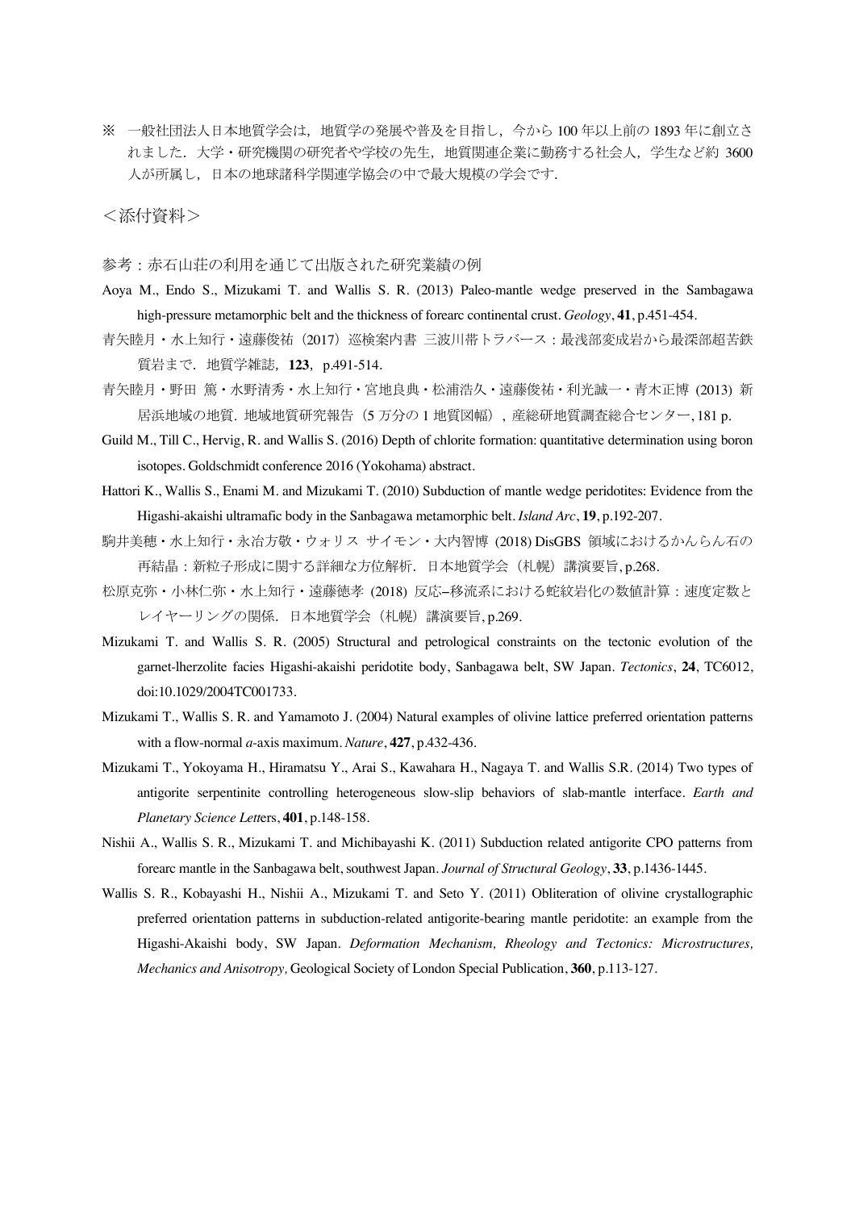※　一般社団法人日本地質学会は，地質学の発展や普及を目指し，今から 100 年以上前の 1893 年に創立されました．大学・研究機関の研究者や学校の先生，地質関連企業に勤務する社会人，学生など約 3600 人が所属し，日本の地球諸科学関連学協会の中で最大規模の学会です．

＜添付資料＞

参考：赤石山荘の利用を通じて出版された研究業績の例

Aoya M., Endo S., Mizukami T. and Wallis S. R. (2013) Paleo-mantle wedge preserved in the Sambagawa high-pressure metamorphic belt and the thickness of forearc continental crust. *Geology*, **41**, p.451-454.

青矢睦月・水上知行・遠藤俊祐（2017）巡検案内書 三波川帯トラバース：最浅部変成岩から最深部超苦鉄質岩まで．地質学雑誌，**123**，p.491-514.

青矢睦月・野田 篤・水野清秀・水上知行・宮地良典・松浦浩久・遠藤俊祐・利光誠一・青木正博 (2013) 新居浜地域の地質．地域地質研究報告（5 万分の 1 地質図幅），産総研地質調査総合センター, 181 p.

Guild M., Till C., Hervig, R. and Wallis S. (2016) Depth of chlorite formation: quantitative determination using boron isotopes. Goldschmidt conference 2016 (Yokohama) abstract.

Hattori K., Wallis S., Enami M. and Mizukami T. (2010) Subduction of mantle wedge peridotites: Evidence from the Higashi-akaishi ultramafic body in the Sanbagawa metamorphic belt. *Island Arc*, **19**, p.192-207.

駒井美穂・水上知行・永冶方敬・ウォリス サイモン・大内智博 (2018) DisGBS 領域におけるかんらん石の再結晶：新粒子形成に関する詳細な方位解析．日本地質学会（札幌）講演要旨, p.268.

松原克弥・小林仁弥・水上知行・遠藤徳孝 (2018) 反応–移流系における蛇紋岩化の数値計算：速度定数とレイヤーリングの関係．日本地質学会（札幌）講演要旨, p.269.

Mizukami T. and Wallis S. R. (2005) Structural and petrological constraints on the tectonic evolution of the garnet-lherzolite facies Higashi-akaishi peridotite body, Sanbagawa belt, SW Japan. *Tectonics*, **24**, TC6012, doi:10.1029/2004TC001733.

Mizukami T., Wallis S. R. and Yamamoto J. (2004) Natural examples of olivine lattice preferred orientation patterns with a flow-normal *a*-axis maximum. *Nature*, **427**, p.432-436.

Mizukami T., Yokoyama H., Hiramatsu Y., Arai S., Kawahara H., Nagaya T. and Wallis S.R. (2014) Two types of antigorite serpentinite controlling heterogeneous slow-slip behaviors of slab-mantle interface. *Earth and Planetary Science Lett*ers, **401**, p.148-158.

Nishii A., Wallis S. R., Mizukami T. and Michibayashi K. (2011) Subduction related antigorite CPO patterns from forearc mantle in the Sanbagawa belt, southwest Japan. *Journal of Structural Geology*, **33**, p.1436-1445.

Wallis S. R., Kobayashi H., Nishii A., Mizukami T. and Seto Y. (2011) Obliteration of olivine crystallographic preferred orientation patterns in subduction-related antigorite-bearing mantle peridotite: an example from the Higashi-Akaishi body, SW Japan. *Deformation Mechanism, Rheology and Tectonics: Microstructures, Mechanics and Anisotropy,* Geological Society of London Special Publication, **360**, p.113-127.